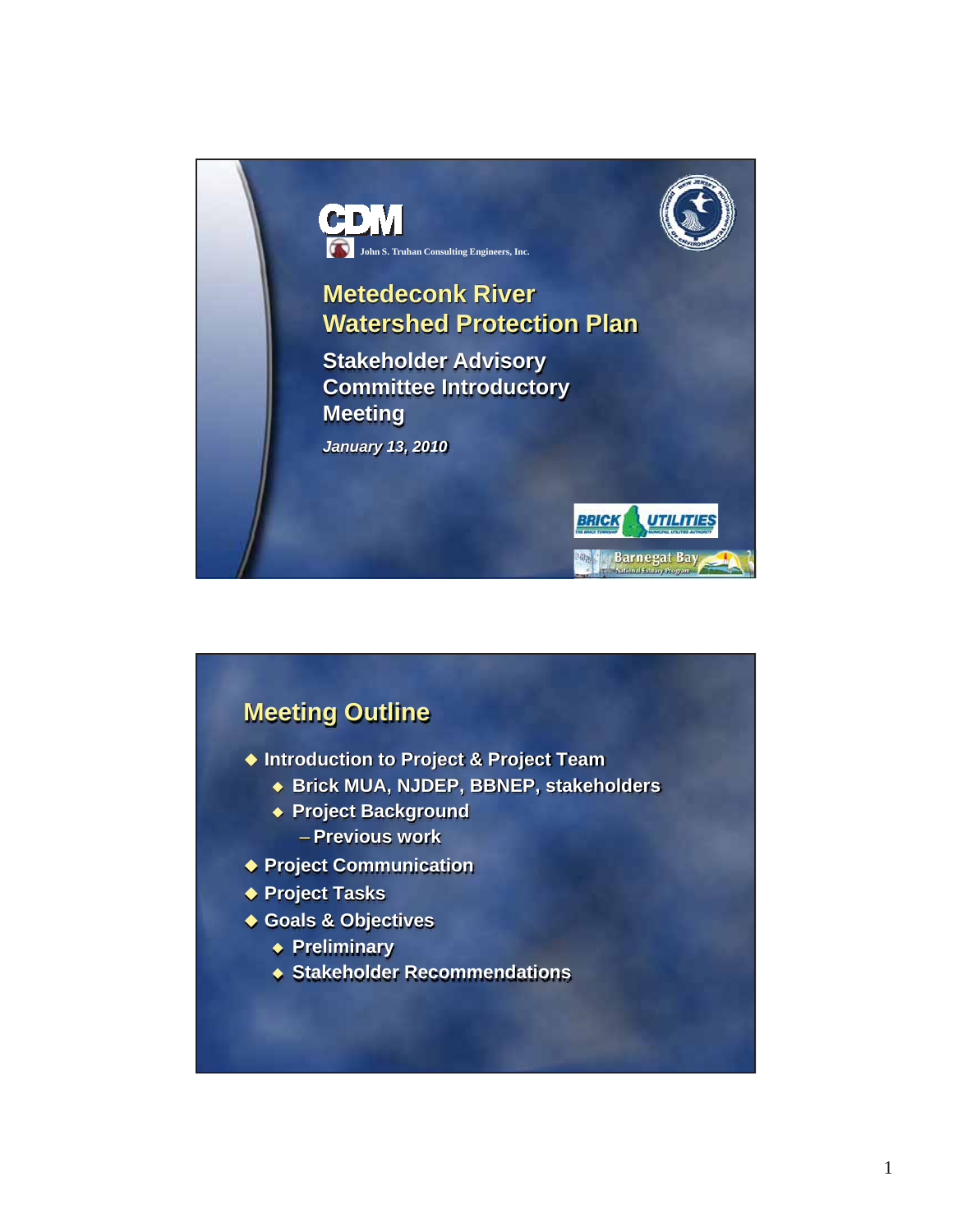CDM

John S. Truhan Consulting Engineers, Inc.

# Metedeconk River Watershed Protection Plan

## Stakeholder Advisory Committee Introductory Meeting

*January 13, 2010*

BRICK UTILITIES

Barnegat Bay National Estuary Program

## Meeting Outline

- Introduction to Project & Project Team
  - Brick MUA, NJDEP, BBNEP, stakeholders
  - Project Background
    - Previous work
- Project Communication
- Project Tasks
- Goals & Objectives
  - Preliminary
  - Stakeholder Recommendations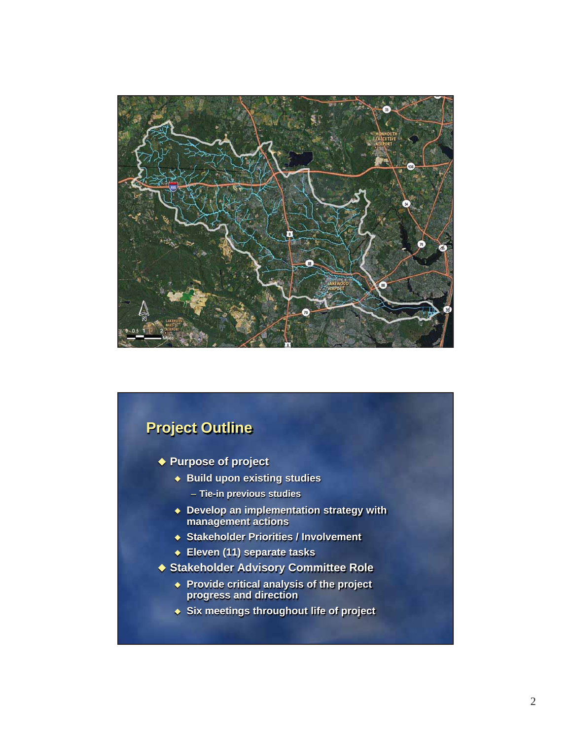## Project Outline

- Purpose of project
  - Build upon existing studies
    - Tie-in previous studies
  - Develop an implementation strategy with management actions
  - Stakeholder Priorities / Involvement
  - Eleven (11) separate tasks
- Stakeholder Advisory Committee Role
  - Provide critical analysis of the project progress and direction
  - Six meetings throughout life of project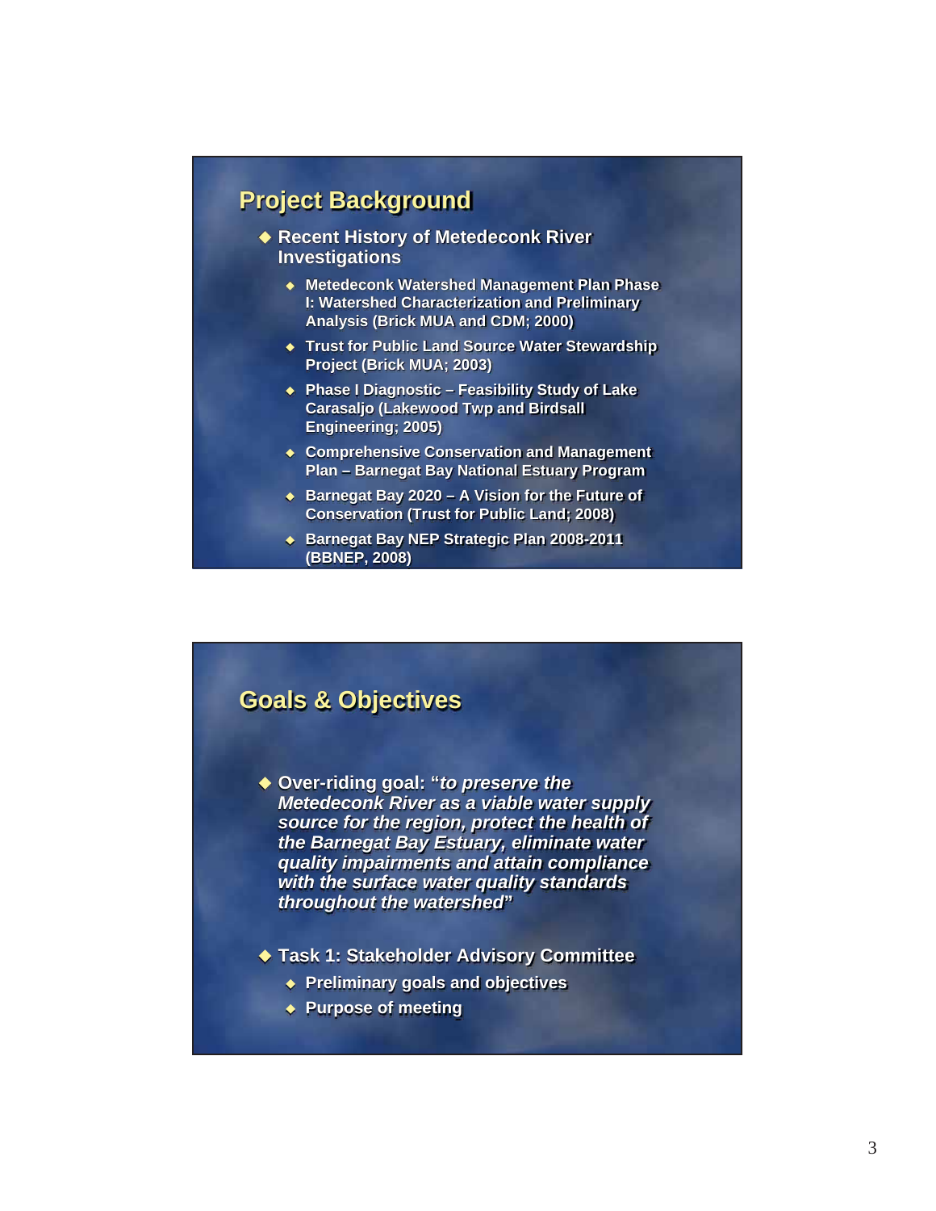## Project Background

- Recent History of Metedeconk River Investigations
  - Metedeconk Watershed Management Plan Phase I: Watershed Characterization and Preliminary Analysis (Brick MUA and CDM; 2000)
  - Trust for Public Land Source Water Stewardship Project (Brick MUA; 2003)
  - Phase I Diagnostic – Feasibility Study of Lake Carasaljo (Lakewood Twp and Birdsall Engineering; 2005)
  - Comprehensive Conservation and Management Plan – Barnegat Bay National Estuary Program
  - Barnegat Bay 2020 – A Vision for the Future of Conservation (Trust for Public Land; 2008)
  - Barnegat Bay NEP Strategic Plan 2008-2011 (BBNEP, 2008)

## Goals & Objectives

- Over-riding goal: "*to preserve the Metedeconk River as a viable water supply source for the region, protect the health of the Barnegat Bay Estuary, eliminate water quality impairments and attain compliance with the surface water quality standards throughout the watershed*"
- Task 1: Stakeholder Advisory Committee
  - Preliminary goals and objectives
  - Purpose of meeting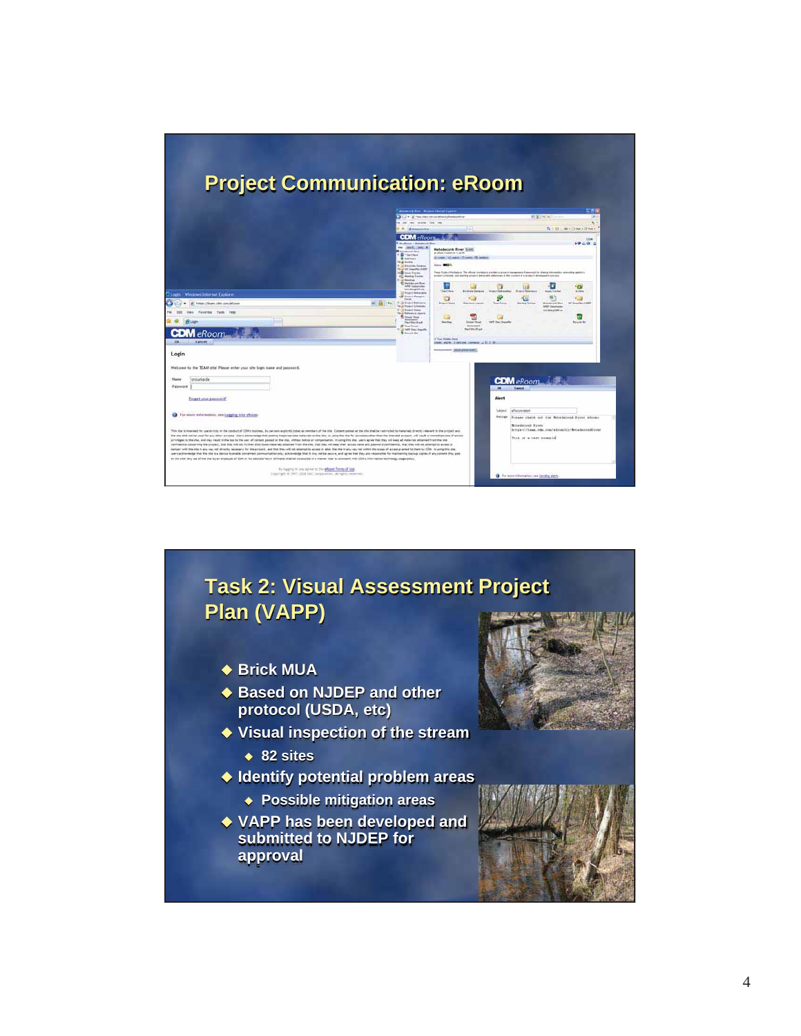## Project Communication: eRoom

## Task 2: Visual Assessment Project Plan (VAPP)

- Brick MUA
- Based on NJDEP and other protocol (USDA, etc)
- Visual inspection of the stream
  - 82 sites
- Identify potential problem areas
  - Possible mitigation areas
- VAPP has been developed and submitted to NJDEP for approval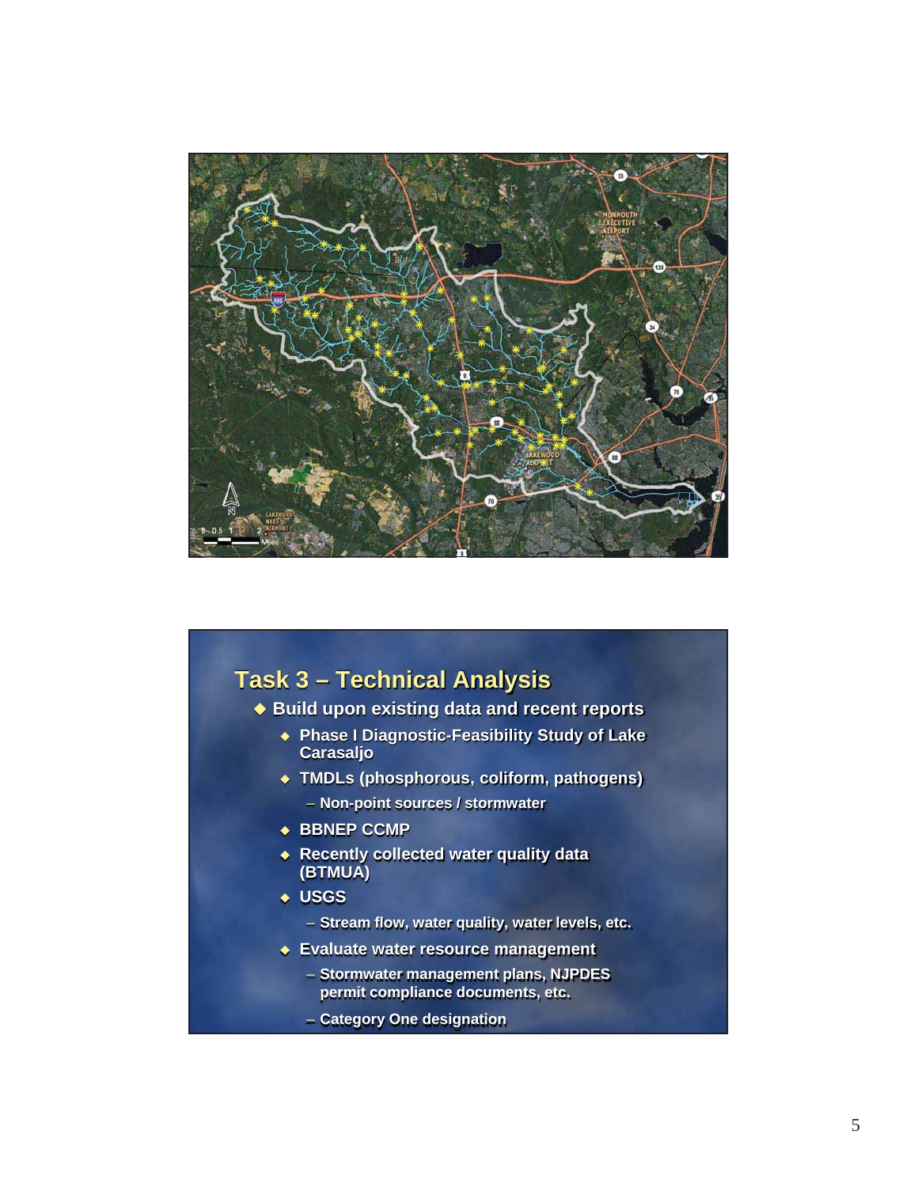## Task 3 – Technical Analysis

- Build upon existing data and recent reports
  - Phase I Diagnostic-Feasibility Study of Lake Carasaljo
  - TMDLs (phosphorous, coliform, pathogens)
    - Non-point sources / stormwater
  - BBNEP CCMP
  - Recently collected water quality data (BTMUA)
  - USGS
    - Stream flow, water quality, water levels, etc.
  - Evaluate water resource management
    - Stormwater management plans, NJPDES permit compliance documents, etc.
    - Category One designation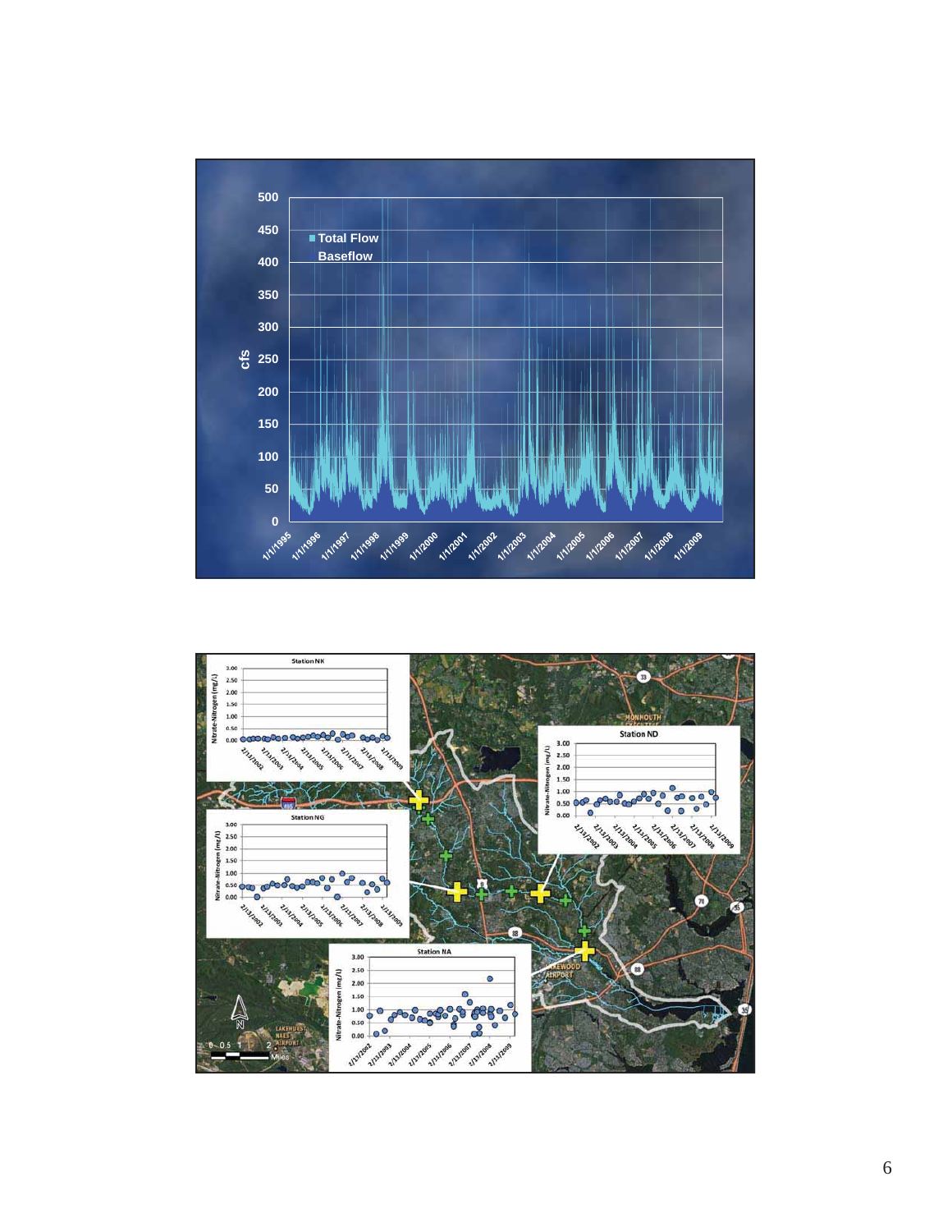500
450
400
350
300
250
200
150
100
50
0

cfs

Total Flow
Baseflow

1/1/1995 1/1/1996 1/1/1997 1/1/1998 1/1/1999 1/1/2000 1/1/2001 1/1/2002 1/1/2003 1/1/2004 1/1/2005 1/1/2006 1/1/2007 1/1/2008 1/1/2009

Station NK

Station ND

Station NG

Station NA

Nitrate-Nitrogen (mg/l)

0.00 0.50 1.00 1.50 2.00 2.50 3.00

2/13/2002 2/13/2003 2/13/2004 2/13/2005 2/13/2006 2/13/2007 2/13/2008 2/13/2009

Miles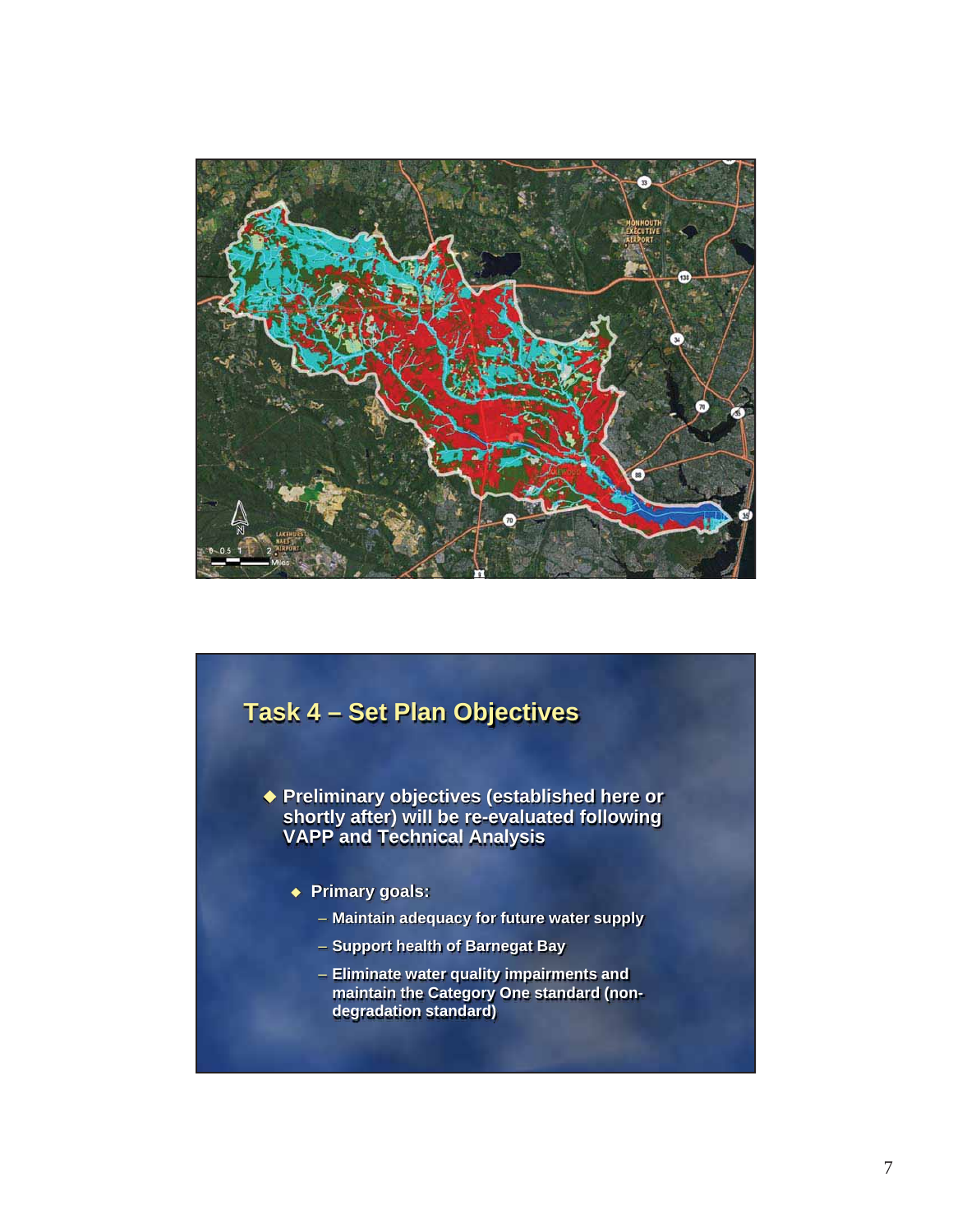## Task 4 – Set Plan Objectives

- Preliminary objectives (established here or shortly after) will be re-evaluated following VAPP and Technical Analysis
  - Primary goals:
    - Maintain adequacy for future water supply
    - Support health of Barnegat Bay
    - Eliminate water quality impairments and maintain the Category One standard (non-degradation standard)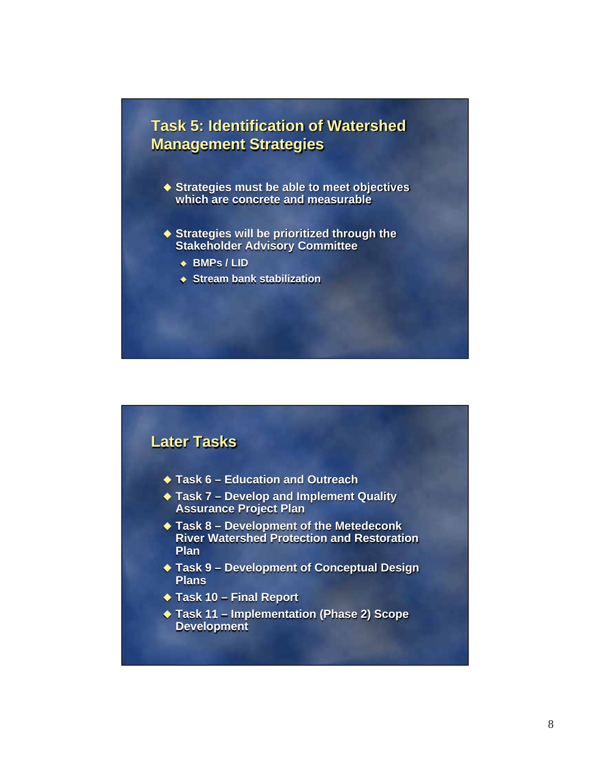## Task 5: Identification of Watershed Management Strategies

- Strategies must be able to meet objectives which are concrete and measurable
- Strategies will be prioritized through the Stakeholder Advisory Committee
  - BMPs / LID
  - Stream bank stabilization

## Later Tasks

- Task 6 – Education and Outreach
- Task 7 – Develop and Implement Quality Assurance Project Plan
- Task 8 – Development of the Metedeconk River Watershed Protection and Restoration Plan
- Task 9 – Development of Conceptual Design Plans
- Task 10 – Final Report
- Task 11 – Implementation (Phase 2) Scope Development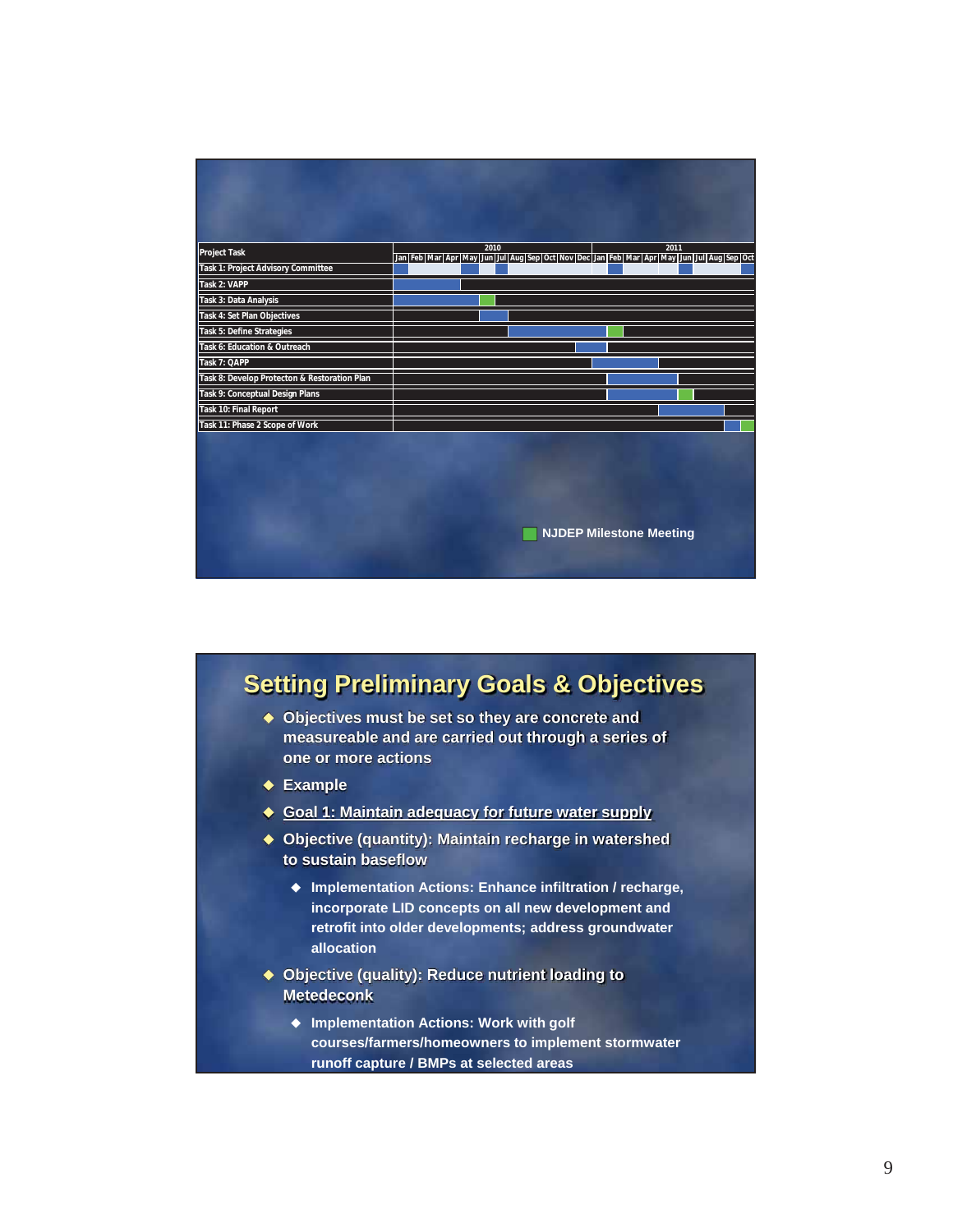| Project Task | 2010 Jan | Feb | Mar | Apr | May | Jun | Jul | Aug | Sep | Oct | Nov | Dec | 2011 Jan | Feb | Mar | Apr | May | Jun | Jul | Aug | Sep | Oct |
|---|---|---|---|---|---|---|---|---|---|---|---|---|---|---|---|---|---|---|---|---|---|---|
| Task 1: Project Advisory Committee | | | | | | | | | | | | | | | | | | | | | | |
| Task 2: VAPP | | | | | | | | | | | | | | | | | | | | | | |
| Task 3: Data Analysis | | | | | | | | | | | | | | | | | | | | | | |
| Task 4: Set Plan Objectives | | | | | | | | | | | | | | | | | | | | | | |
| Task 5: Define Strategies | | | | | | | | | | | | | | | | | | | | | | |
| Task 6: Education & Outreach | | | | | | | | | | | | | | | | | | | | | | |
| Task 7: QAPP | | | | | | | | | | | | | | | | | | | | | | |
| Task 8: Develop Protecton & Restoration Plan | | | | | | | | | | | | | | | | | | | | | | |
| Task 9: Conceptual Design Plans | | | | | | | | | | | | | | | | | | | | | | |
| Task 10: Final Report | | | | | | | | | | | | | | | | | | | | | | |
| Task 11: Phase 2 Scope of Work | | | | | | | | | | | | | | | | | | | | | | |

NJDEP Milestone Meeting

# Setting Preliminary Goals & Objectives

- Objectives must be set so they are concrete and measureable and are carried out through a series of one or more actions
- Example
- Goal 1: Maintain adequacy for future water supply
- Objective (quantity): Maintain recharge in watershed to sustain baseflow
  - Implementation Actions: Enhance infiltration / recharge, incorporate LID concepts on all new development and retrofit into older developments; address groundwater allocation
- Objective (quality): Reduce nutrient loading to Metedeconk
  - Implementation Actions: Work with golf courses/farmers/homeowners to implement stormwater runoff capture / BMPs at selected areas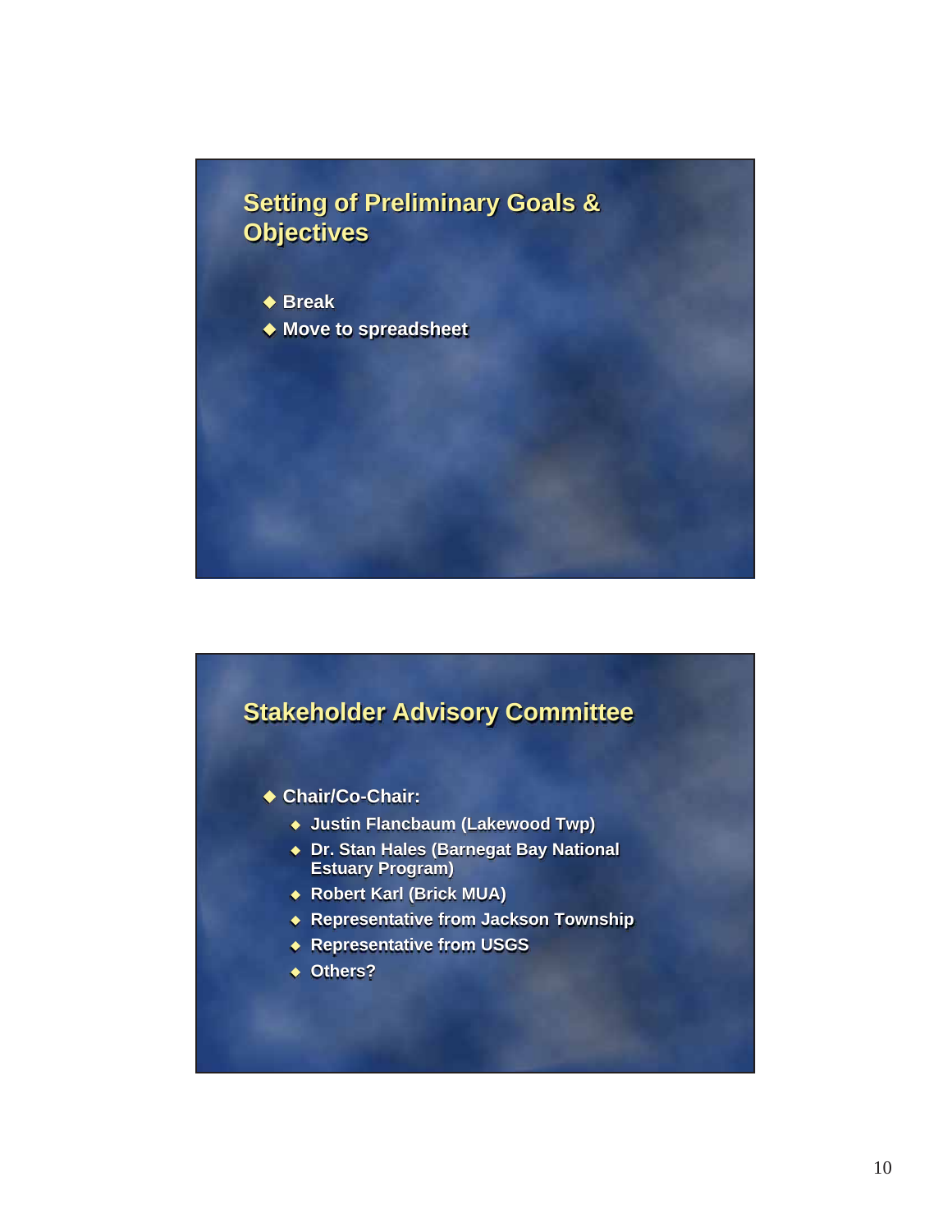## Setting of Preliminary Goals & Objectives

- Break
- Move to spreadsheet

## Stakeholder Advisory Committee

- Chair/Co-Chair:
  - Justin Flancbaum (Lakewood Twp)
  - Dr. Stan Hales (Barnegat Bay National Estuary Program)
  - Robert Karl (Brick MUA)
  - Representative from Jackson Township
  - Representative from USGS
  - Others?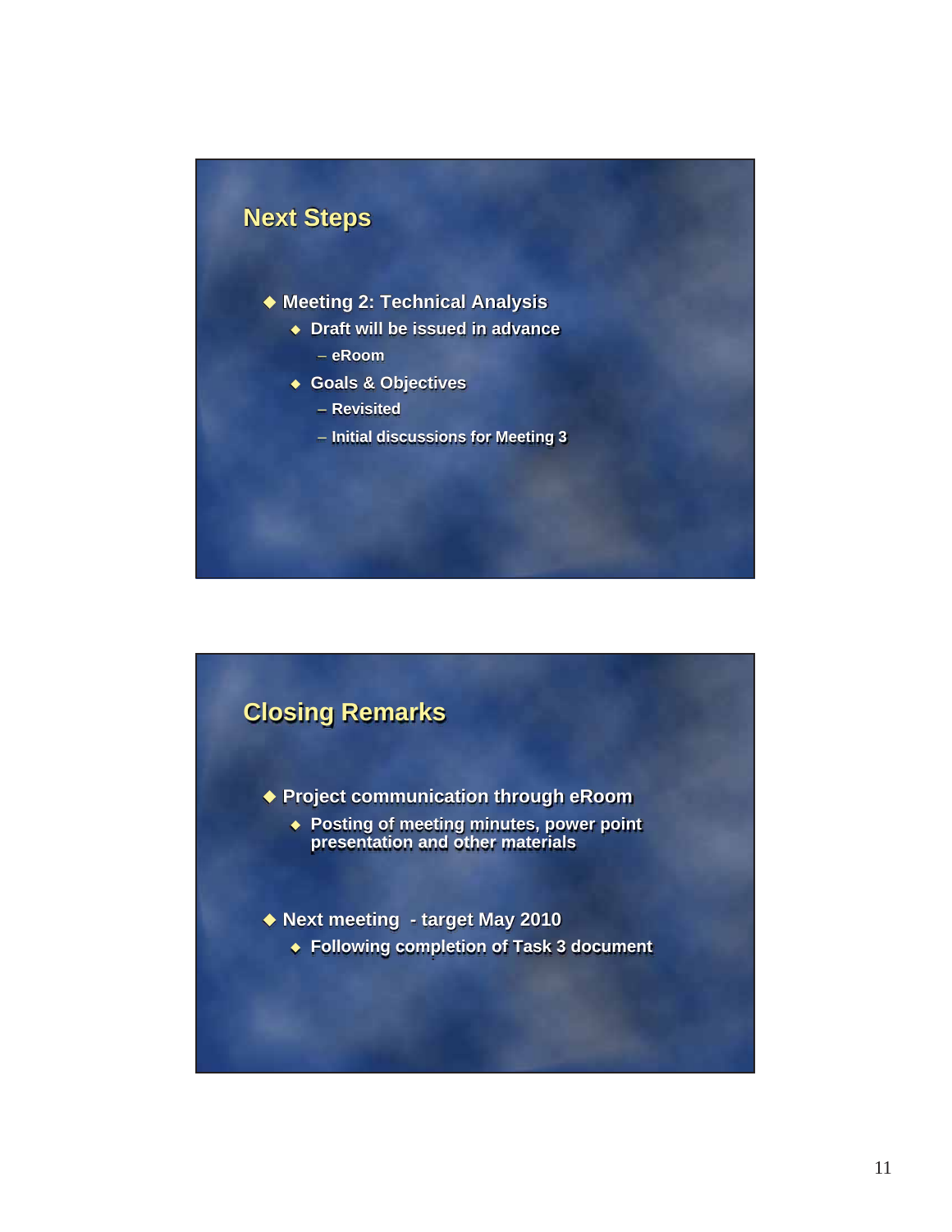## Next Steps

- Meeting 2: Technical Analysis
  - Draft will be issued in advance
    - eRoom
  - Goals & Objectives
    - Revisited
    - Initial discussions for Meeting 3

## Closing Remarks

- Project communication through eRoom
  - Posting of meeting minutes, power point presentation and other materials
- Next meeting - target May 2010
  - Following completion of Task 3 document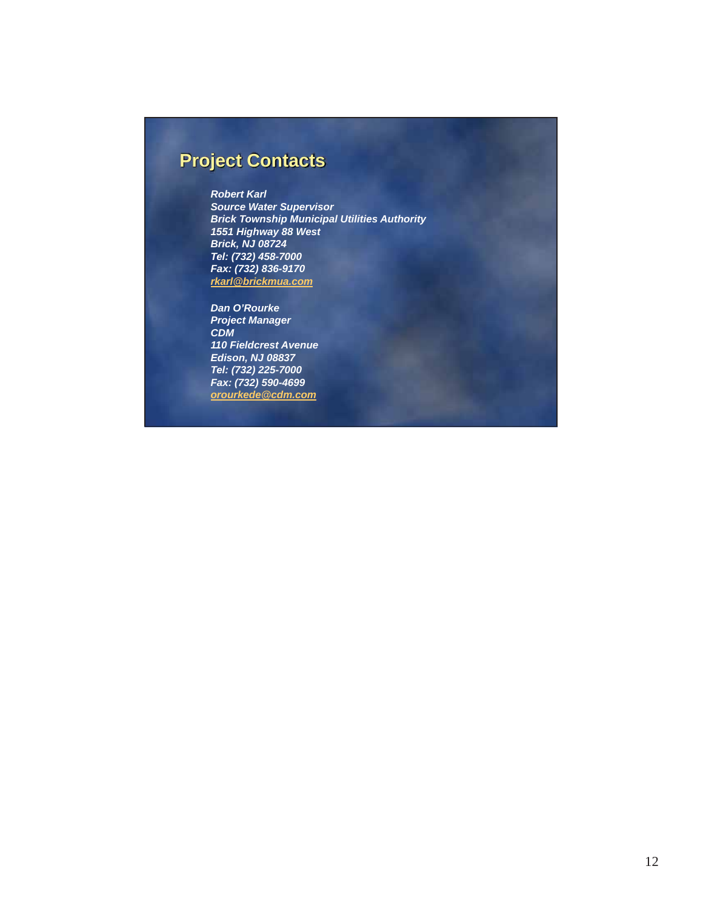## Project Contacts

*Robert Karl*
*Source Water Supervisor*
*Brick Township Municipal Utilities Authority*
*1551 Highway 88 West*
*Brick, NJ 08724*
*Tel: (732) 458-7000*
*Fax: (732) 836-9170*
*rkarl@brickmua.com*

*Dan O'Rourke*
*Project Manager*
*CDM*
*110 Fieldcrest Avenue*
*Edison, NJ 08837*
*Tel: (732) 225-7000*
*Fax: (732) 590-4699*
*orourkede@cdm.com*